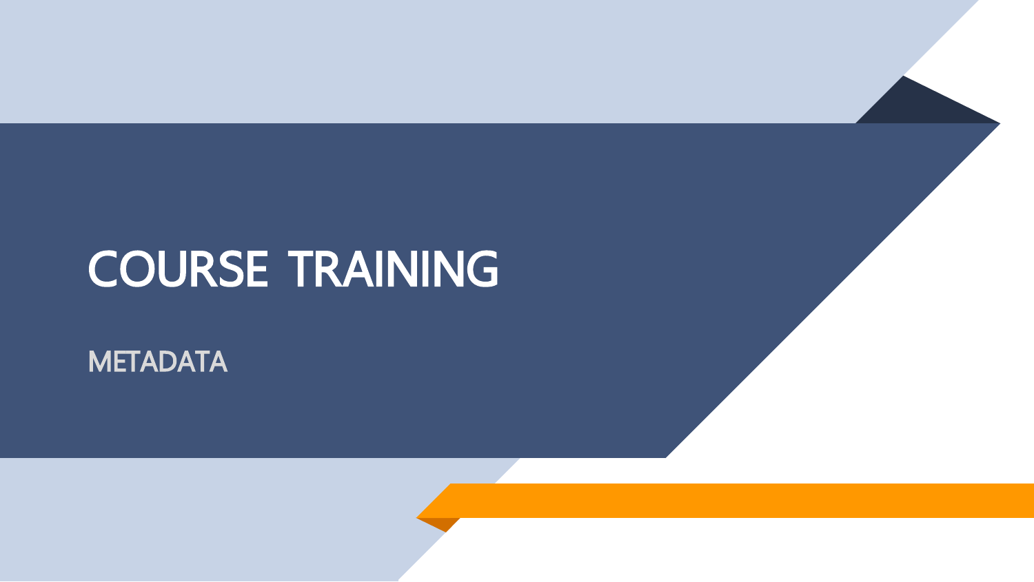# COURSE TRAINING

## METADATA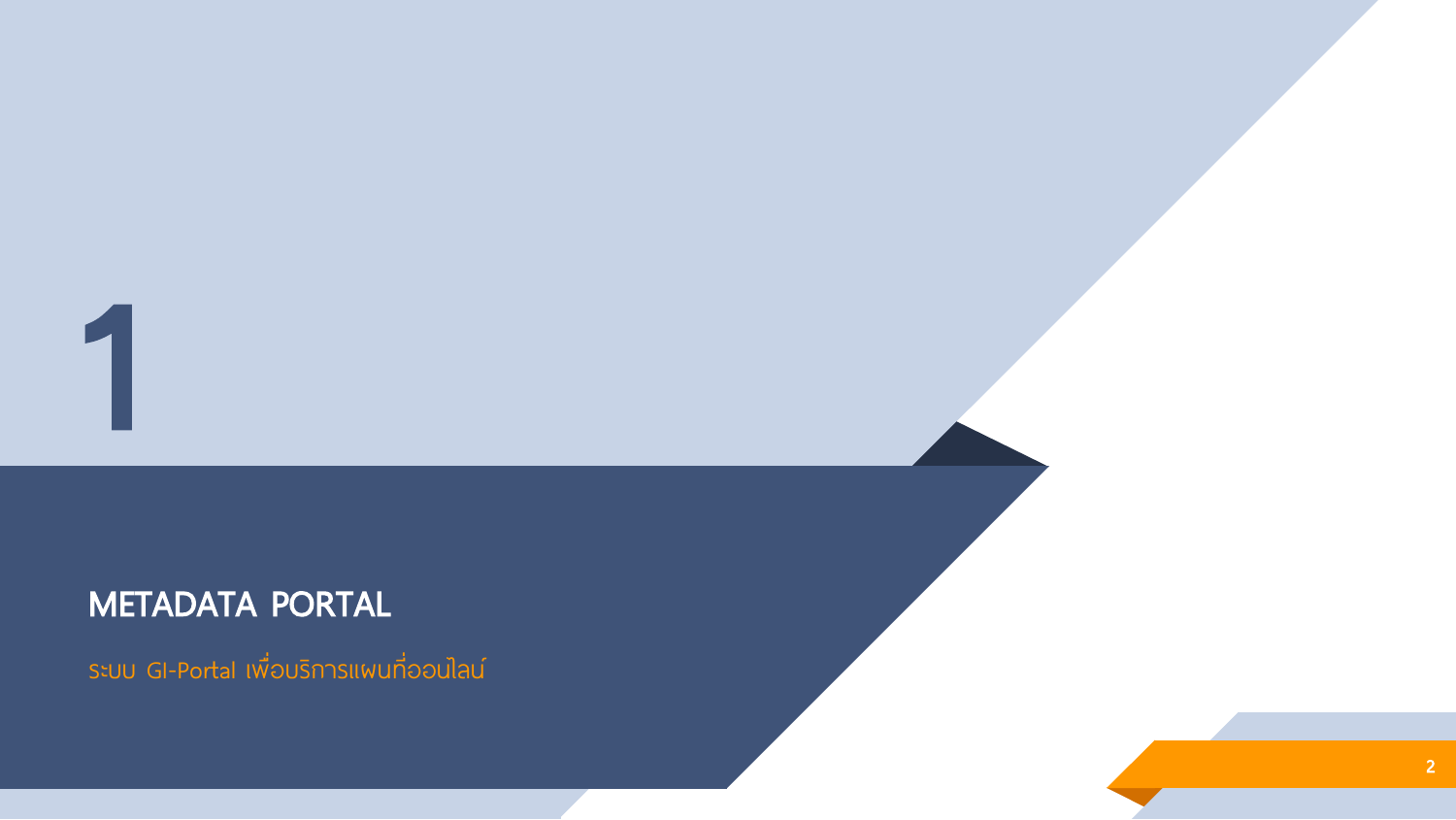# 1

## METADATA PORTAL

ระบบ GI-Portal เพื่อบริการแผนที่ออนไลน์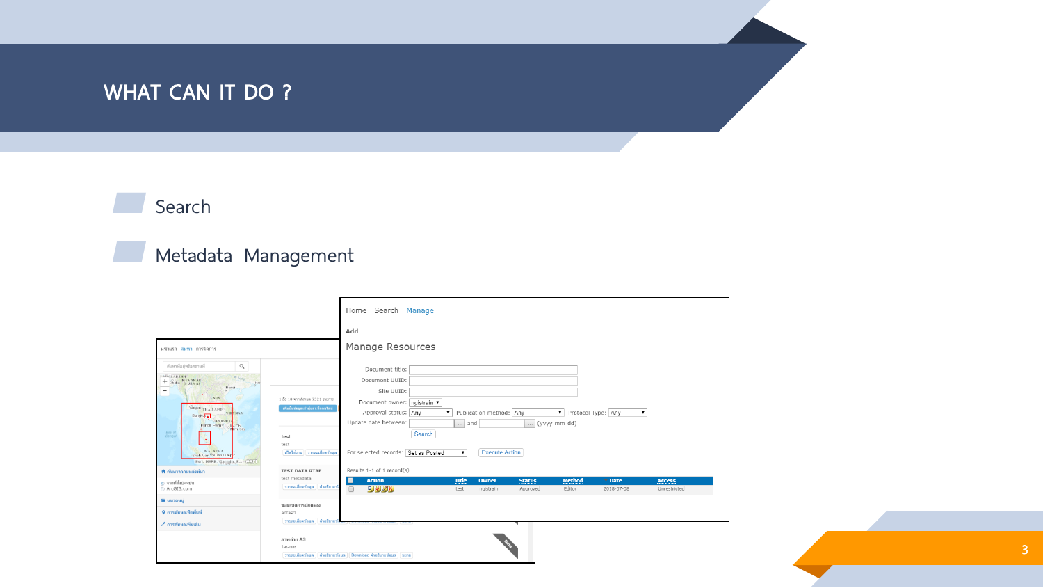# WHAT CAN IT DO ?

- Search
- Metadata Management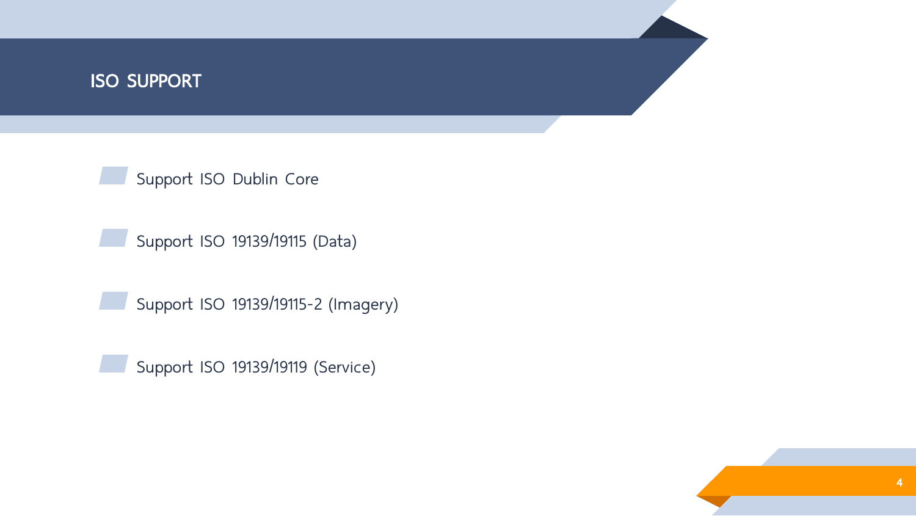# ISO SUPPORT

- Support ISO Dublin Core
- Support ISO 19139/19115 (Data)
- Support ISO 19139/19115-2 (Imagery)
- Support ISO 19139/19119 (Service)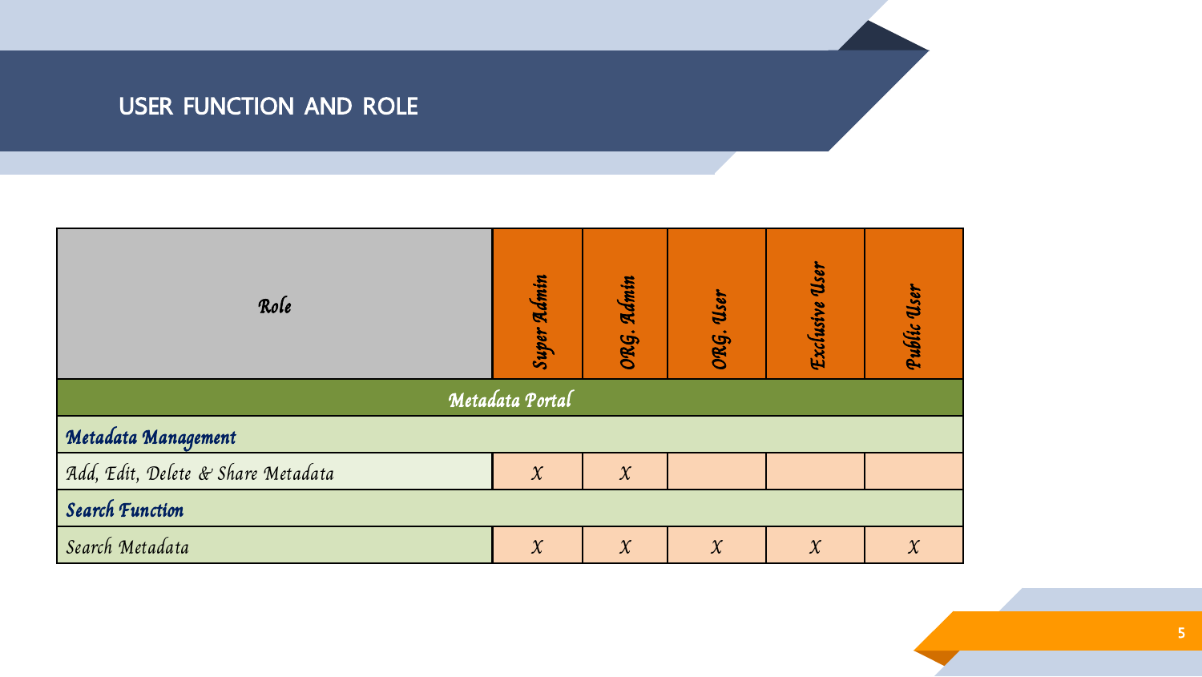## USER FUNCTION AND ROLE

| Role | Super Admin | ORG. Admin | ORG. User | Exclusive User | Public User |
| --- | --- | --- | --- | --- | --- |
| **Metadata Portal** | | | | | |
| **Metadata Management** | | | | | |
| Add, Edit, Delete & Share Metadata | X | X | | | |
| **Search Function** | | | | | |
| Search Metadata | X | X | X | X | X |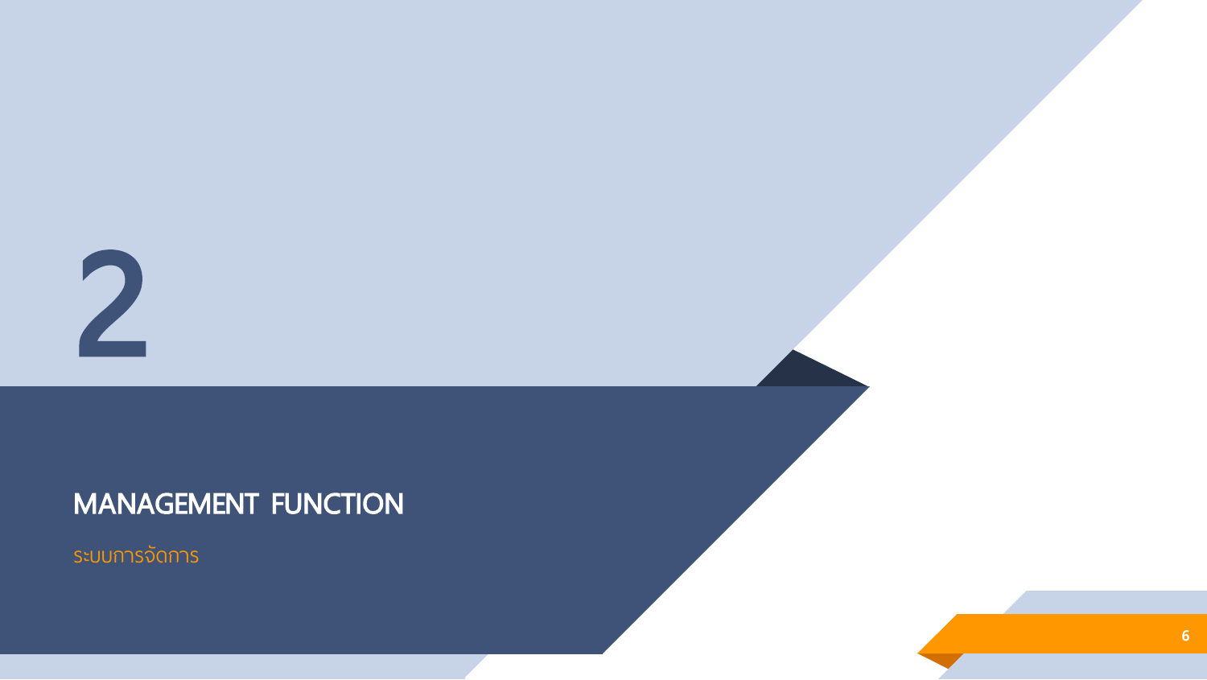# 2

## MANAGEMENT FUNCTION

ระบบการจัดการ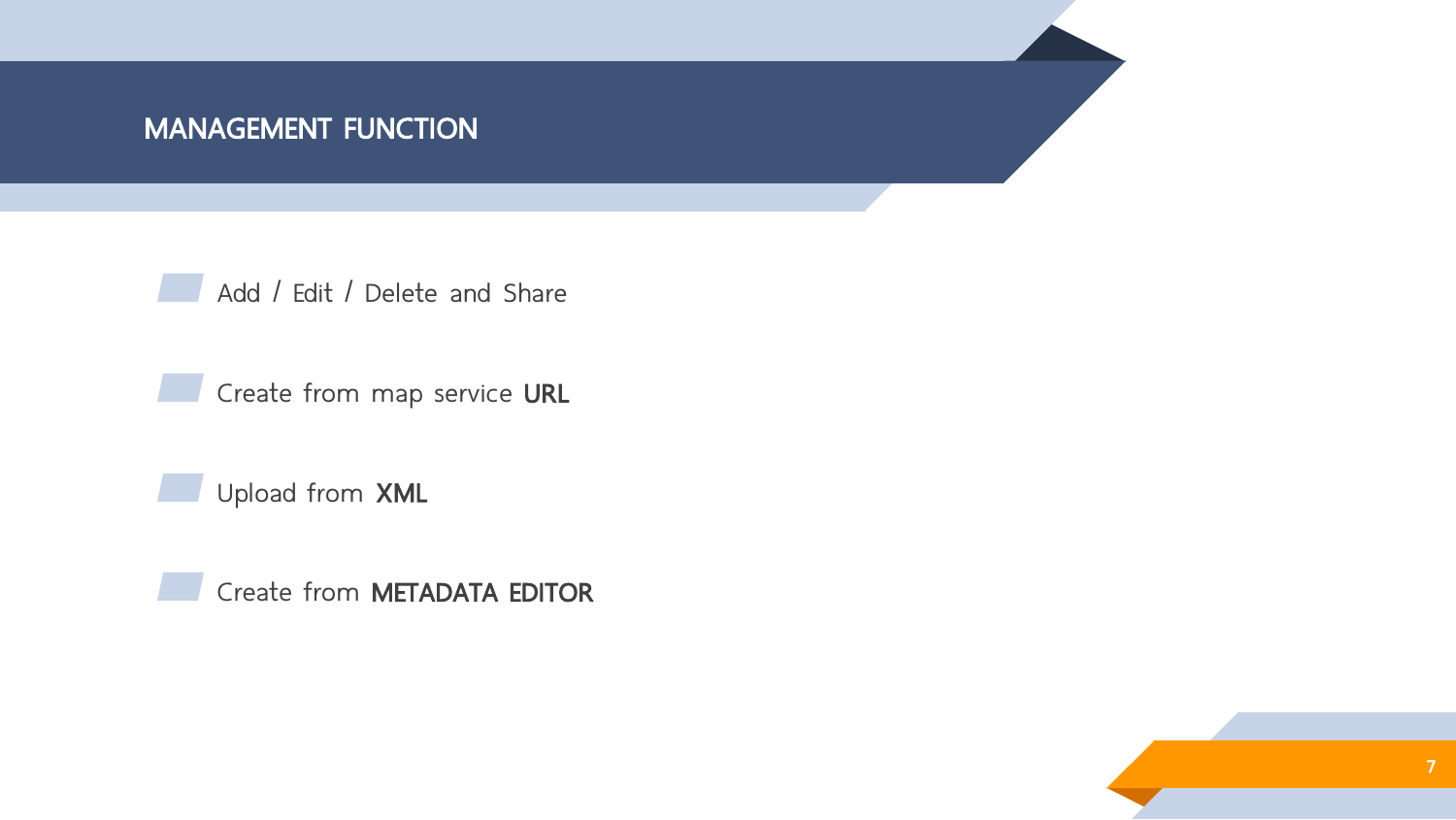# MANAGEMENT FUNCTION

- Add / Edit / Delete and Share
- Create from map service **URL**
- Upload from **XML**
- Create from **METADATA EDITOR**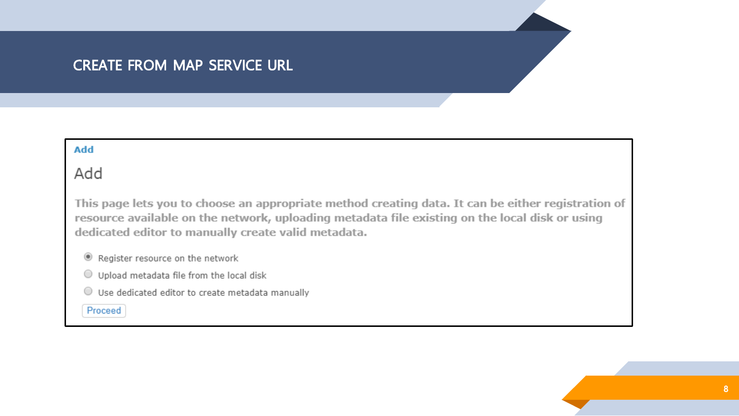# CREATE FROM MAP SERVICE URL

Add

## Add

This page lets you to choose an appropriate method creating data. It can be either registration of resource available on the network, uploading metadata file existing on the local disk or using dedicated editor to manually create valid metadata.

- (•) Register resource on the network
- ( ) Upload metadata file from the local disk
- ( ) Use dedicated editor to create metadata manually

Proceed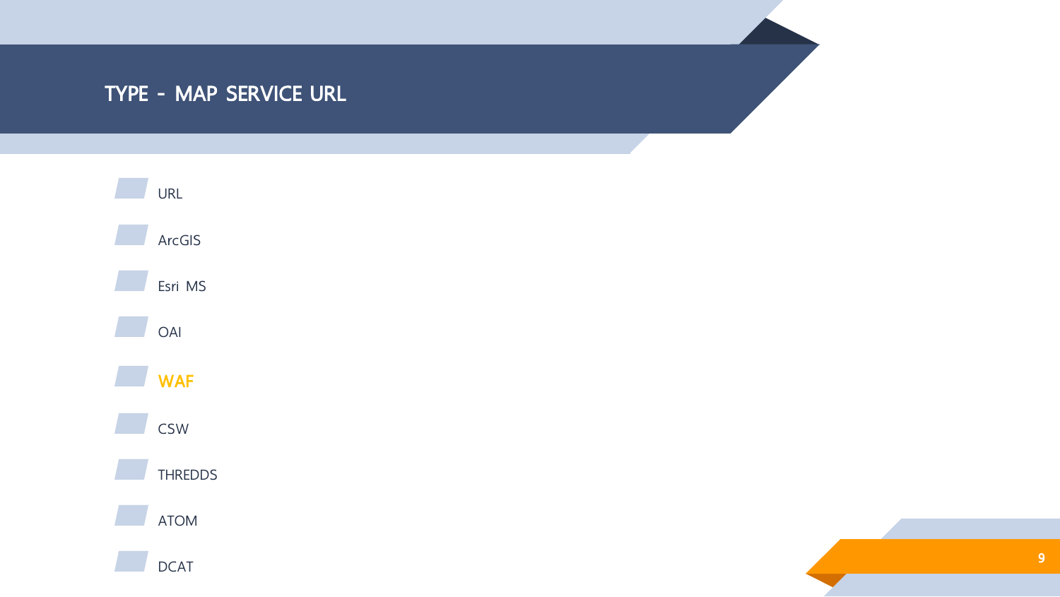# TYPE - MAP SERVICE URL

- URL
- ArcGIS
- Esri MS
- OAI
- **WAF**
- CSW
- THREDDS
- ATOM
- DCAT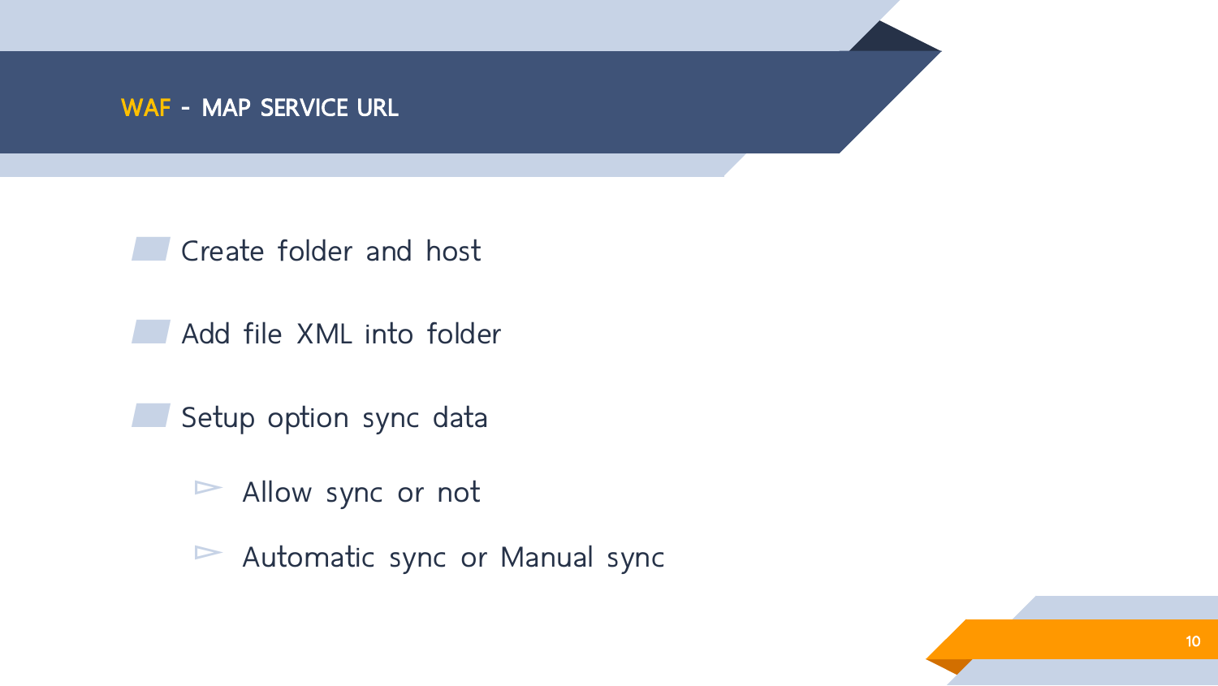# WAF - MAP SERVICE URL

- Create folder and host
- Add file XML into folder
- Setup option sync data
  - Allow sync or not
  - Automatic sync or Manual sync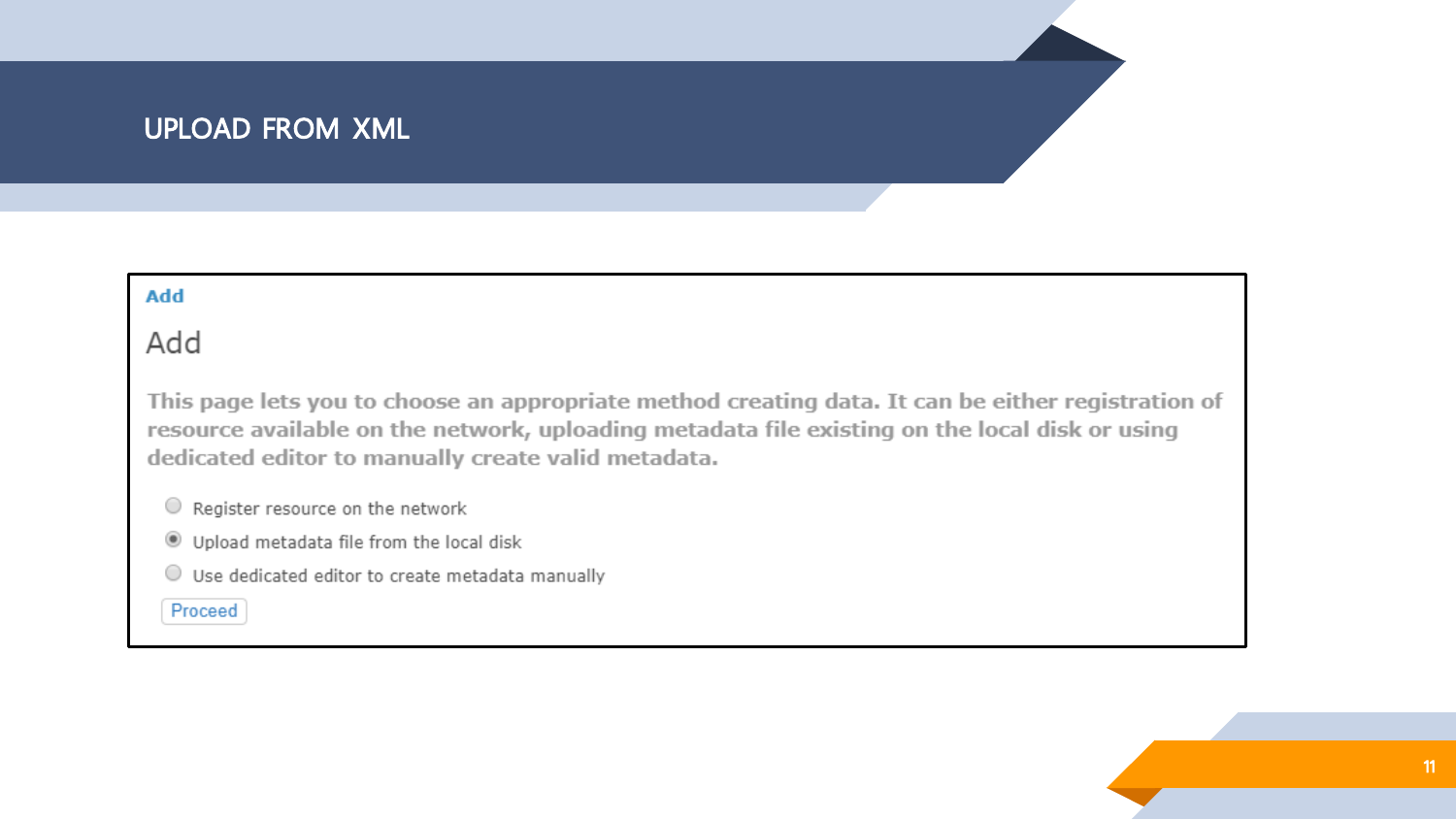# UPLOAD FROM XML

**Add**

## Add

This page lets you to choose an appropriate method creating data. It can be either registration of resource available on the network, uploading metadata file existing on the local disk or using dedicated editor to manually create valid metadata.

- ○ Register resource on the network
- ◉ Upload metadata file from the local disk
- ○ Use dedicated editor to create metadata manually

Proceed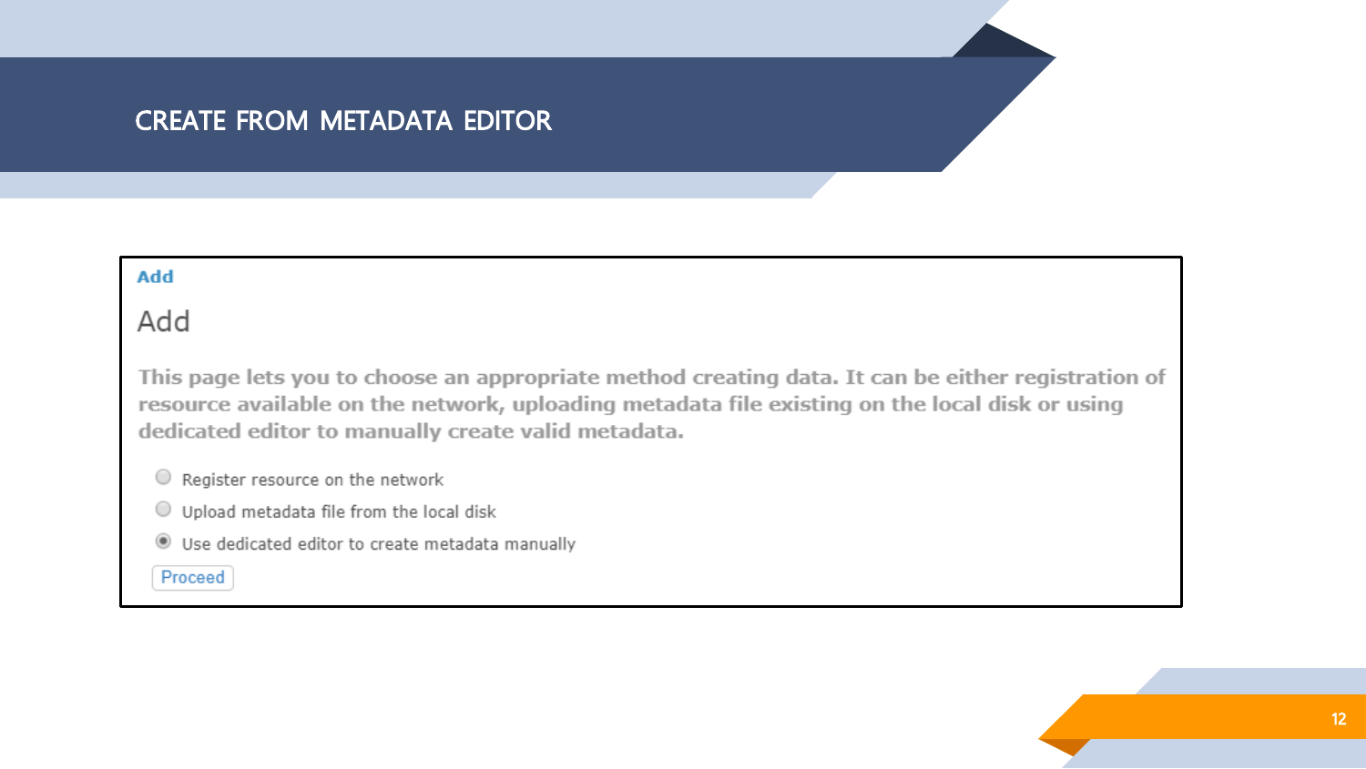# CREATE FROM METADATA EDITOR

**Add**

## Add

This page lets you to choose an appropriate method creating data. It can be either registration of resource available on the network, uploading metadata file existing on the local disk or using dedicated editor to manually create valid metadata.

- ○ Register resource on the network
- ○ Upload metadata file from the local disk
- ◉ Use dedicated editor to create metadata manually

Proceed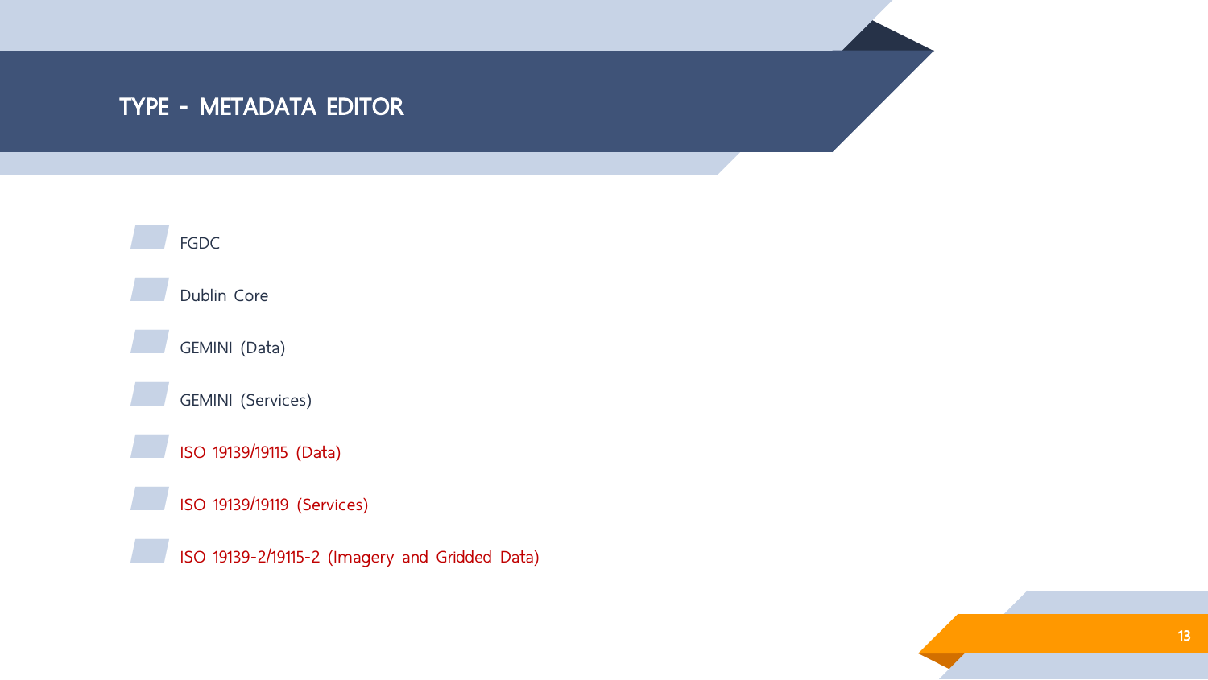# TYPE - METADATA EDITOR

- FGDC
- Dublin Core
- GEMINI (Data)
- GEMINI (Services)
- ISO 19139/19115 (Data)
- ISO 19139/19119 (Services)
- ISO 19139-2/19115-2 (Imagery and Gridded Data)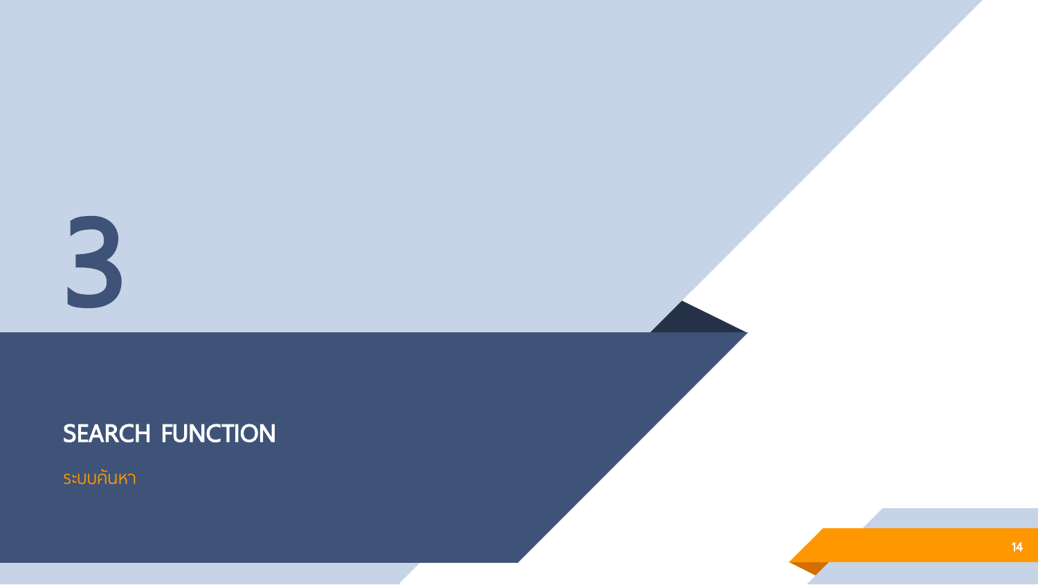# 3

## SEARCH FUNCTION

ระบบค้นหา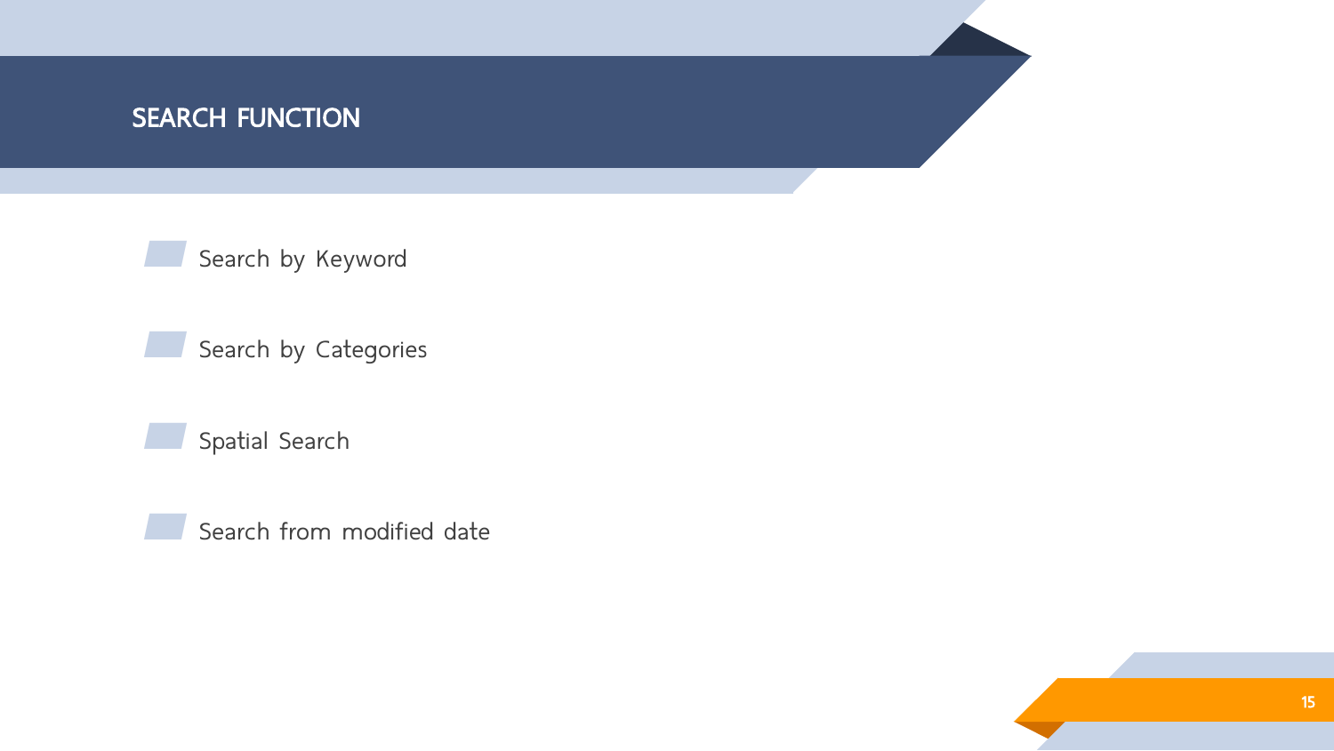# SEARCH FUNCTION

- Search by Keyword
- Search by Categories
- Spatial Search
- Search from modified date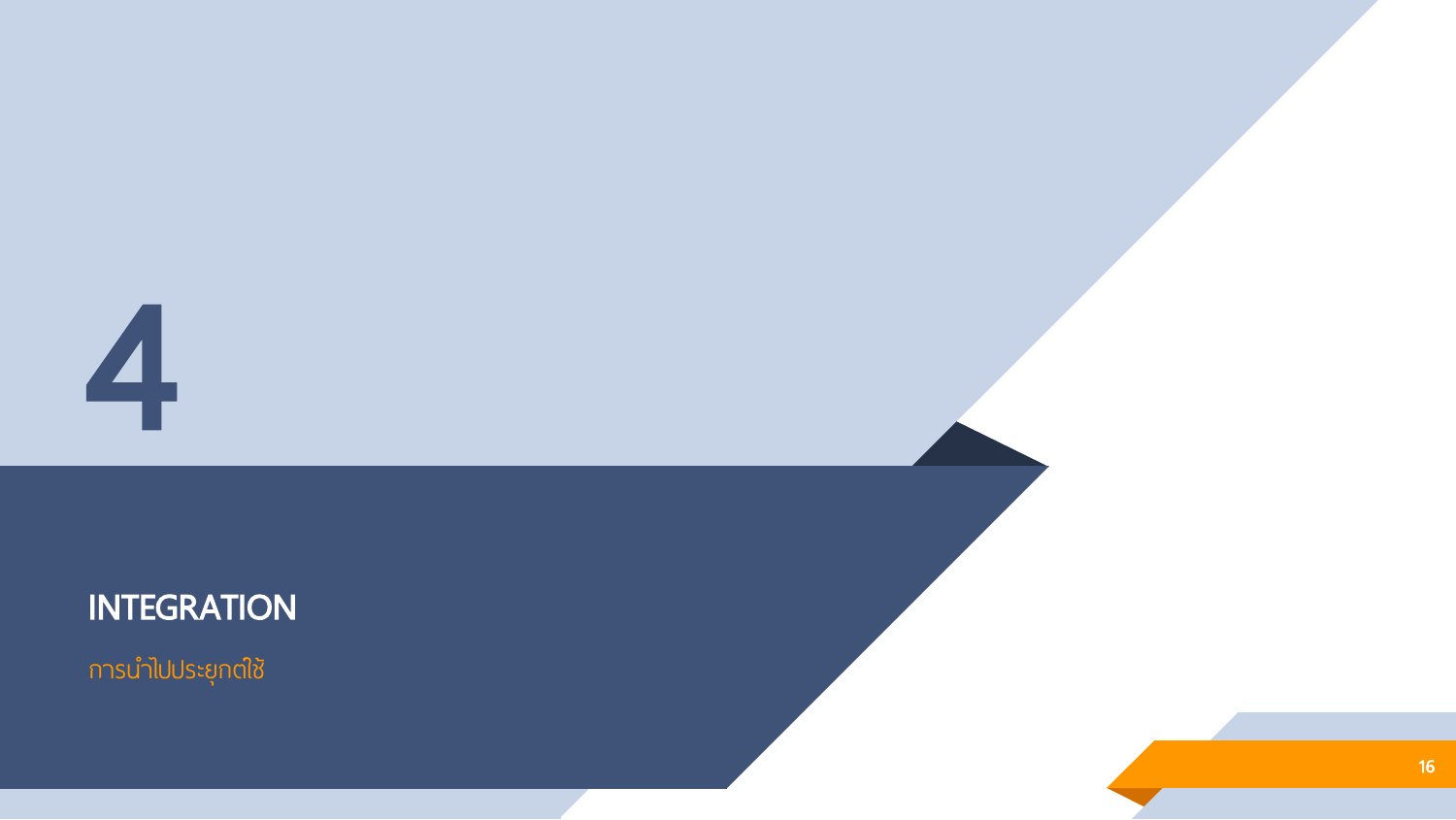4

# INTEGRATION

การนำไปประยุกต์ใช้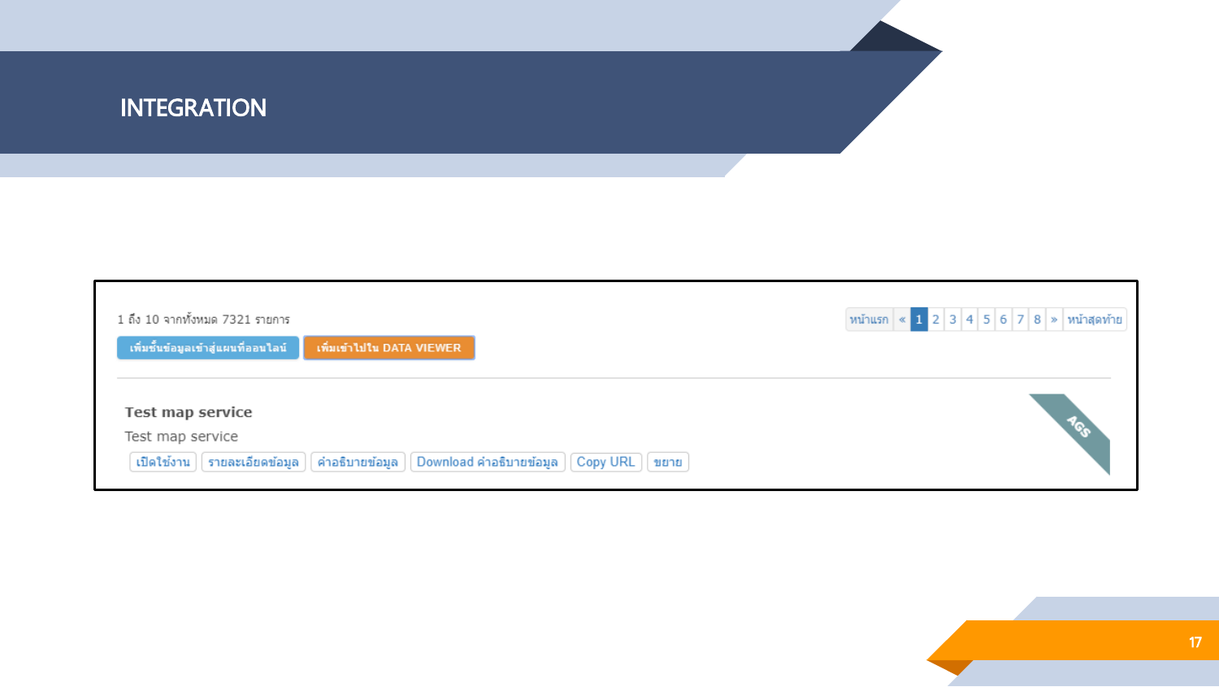# INTEGRATION

1 ถึง 10 จากทั้งหมด 7321 รายการ

หน้าแรก « 1 2 3 4 5 6 7 8 » หน้าสุดท้าย

เพิ่มชั้นข้อมูลเข้าสู่แผนที่ออนไลน์ | เพิ่มเข้าไปใน DATA VIEWER

**Test map service**

Test map service

เปิดใช้งาน | รายละเอียดข้อมูล | คำอธิบายข้อมูล | Download คำอธิบายข้อมูล | Copy URL | ขยาย

AGS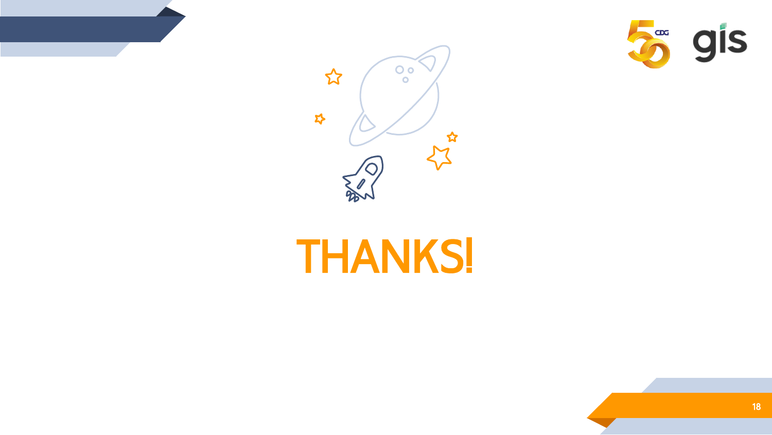# THANKS!